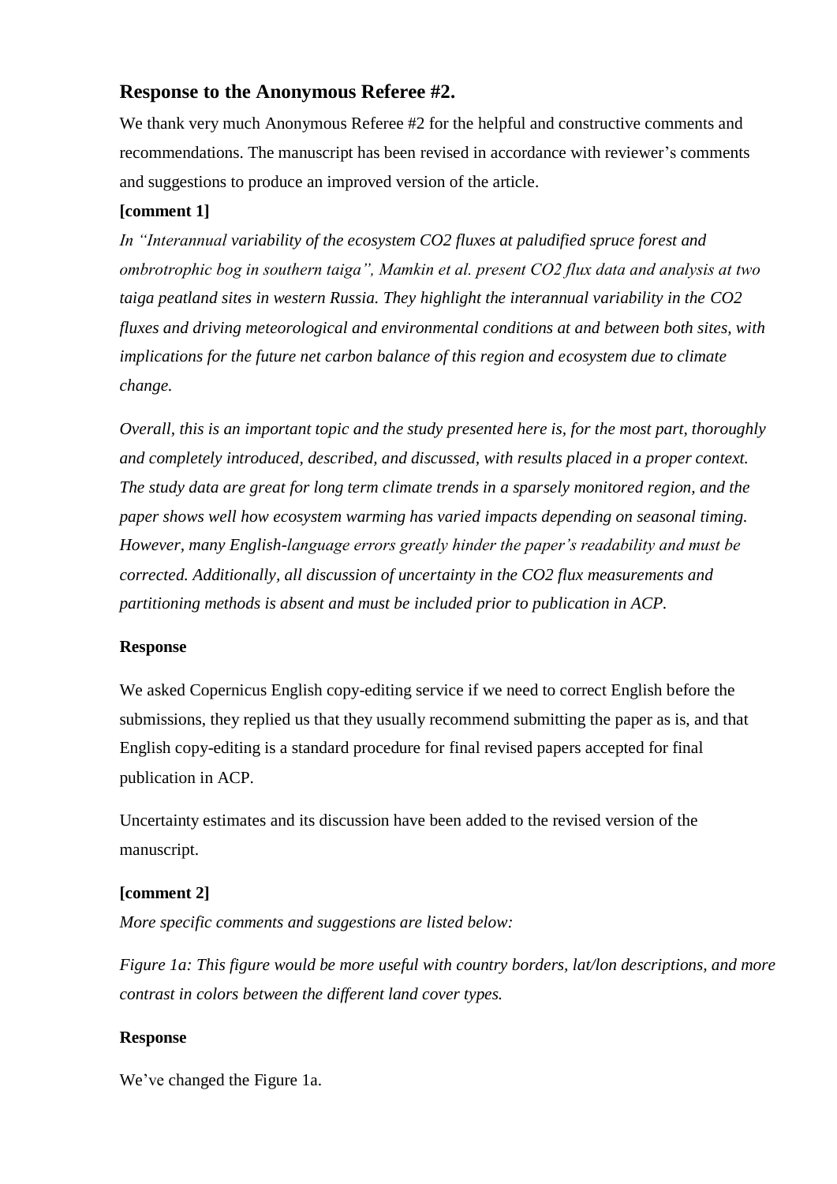### Response to the Anonymous Referee #2.

We thank very much Anonymous Referee #2 for the helpful and constructive comments and recommendations. The manuscript has been revised in accordance with reviewer's comments and suggestions to produce an improved version of the article.

**[comment 1]**

*In "Interannual variability of the ecosystem $CO_2$ fluxes at paludified spruce forest and ombrotrophic bog in southern taiga", Mamkin et al. present $CO_2$ flux data and analysis at two taiga peatland sites in western Russia. They highlight the interannual variability in the $CO_2$ fluxes and driving meteorological and environmental conditions at and between both sites, with implications for the future net carbon balance of this region and ecosystem due to climate change.*

*Overall, this is an important topic and the study presented here is, for the most part, thoroughly and completely introduced, described, and discussed, with results placed in a proper context. The study data are great for long term climate trends in a sparsely monitored region, and the paper shows well how ecosystem warming has varied impacts depending on seasonal timing. However, many English-language errors greatly hinder the paper's readability and must be corrected. Additionally, all discussion of uncertainty in the $CO_2$ flux measurements and partitioning methods is absent and must be included prior to publication in ACP.*

**Response**

We asked Copernicus English copy-editing service if we need to correct English before the submissions, they replied us that they usually recommend submitting the paper as is, and that English copy-editing is a standard procedure for final revised papers accepted for final publication in ACP.

Uncertainty estimates and its discussion have been added to the revised version of the manuscript.

**[comment 2]**

*More specific comments and suggestions are listed below:*

*Figure 1a: This figure would be more useful with country borders, lat/lon descriptions, and more contrast in colors between the different land cover types.*

**Response**

We've changed the Figure 1a.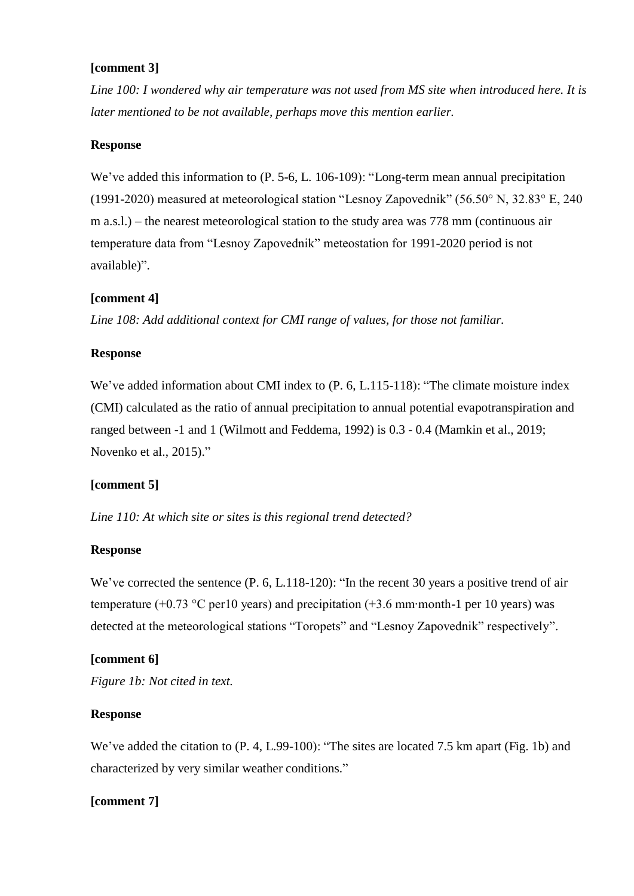**[comment 3]**

*Line 100: I wondered why air temperature was not used from MS site when introduced here. It is later mentioned to be not available, perhaps move this mention earlier.*

**Response**

We've added this information to (P. 5-6, L. 106-109): "Long-term mean annual precipitation (1991-2020) measured at meteorological station "Lesnoy Zapovednik" (56.50° N, 32.83° E, 240 m a.s.l.) – the nearest meteorological station to the study area was 778 mm (continuous air temperature data from "Lesnoy Zapovednik" meteostation for 1991-2020 period is not available)".

**[comment 4]**

*Line 108: Add additional context for CMI range of values, for those not familiar.*

**Response**

We've added information about CMI index to (P. 6, L.115-118): "The climate moisture index (CMI) calculated as the ratio of annual precipitation to annual potential evapotranspiration and ranged between -1 and 1 (Wilmott and Feddema, 1992) is 0.3 - 0.4 (Mamkin et al., 2019; Novenko et al., 2015)."

**[comment 5]**

*Line 110: At which site or sites is this regional trend detected?*

**Response**

We've corrected the sentence (P. 6, L.118-120): "In the recent 30 years a positive trend of air temperature (+0.73 °C per10 years) and precipitation (+3.6 mm·month-1 per 10 years) was detected at the meteorological stations "Toropets" and "Lesnoy Zapovednik" respectively".

**[comment 6]**

*Figure 1b: Not cited in text.*

**Response**

We've added the citation to (P. 4, L.99-100): "The sites are located 7.5 km apart (Fig. 1b) and characterized by very similar weather conditions."

**[comment 7]**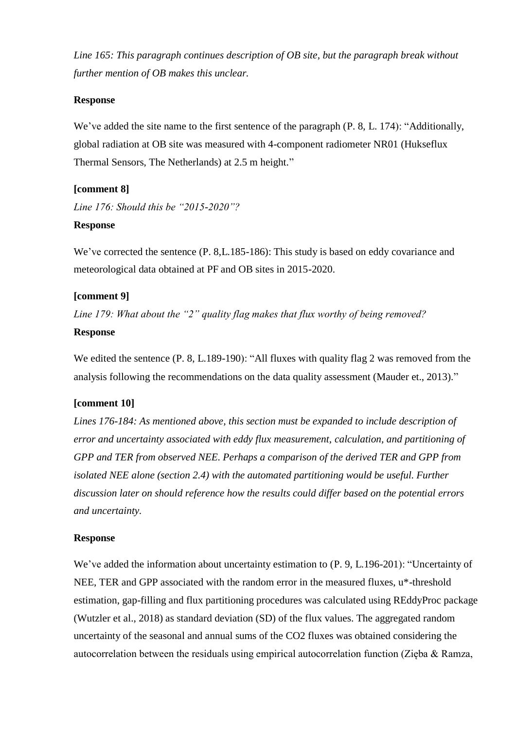*Line 165: This paragraph continues description of OB site, but the paragraph break without further mention of OB makes this unclear.*

**Response**

We've added the site name to the first sentence of the paragraph (P. 8, L. 174): "Additionally, global radiation at OB site was measured with 4-component radiometer NR01 (Hukseflux Thermal Sensors, The Netherlands) at 2.5 m height."

**[comment 8]**

*Line 176: Should this be "2015-2020"?*

**Response**

We've corrected the sentence (P. 8,L.185-186): This study is based on eddy covariance and meteorological data obtained at PF and OB sites in 2015-2020.

**[comment 9]**

*Line 179: What about the "2" quality flag makes that flux worthy of being removed?*

**Response**

We edited the sentence (P. 8, L.189-190): "All fluxes with quality flag 2 was removed from the analysis following the recommendations on the data quality assessment (Mauder et., 2013)."

**[comment 10]**

*Lines 176-184: As mentioned above, this section must be expanded to include description of error and uncertainty associated with eddy flux measurement, calculation, and partitioning of GPP and TER from observed NEE. Perhaps a comparison of the derived TER and GPP from isolated NEE alone (section 2.4) with the automated partitioning would be useful. Further discussion later on should reference how the results could differ based on the potential errors and uncertainty.*

**Response**

We've added the information about uncertainty estimation to (P. 9, L.196-201): "Uncertainty of NEE, TER and GPP associated with the random error in the measured fluxes, u*-threshold estimation, gap-filling and flux partitioning procedures was calculated using REddyProc package (Wutzler et al., 2018) as standard deviation (SD) of the flux values. The aggregated random uncertainty of the seasonal and annual sums of the $CO_2$ fluxes was obtained considering the autocorrelation between the residuals using empirical autocorrelation function (Zięba & Ramza,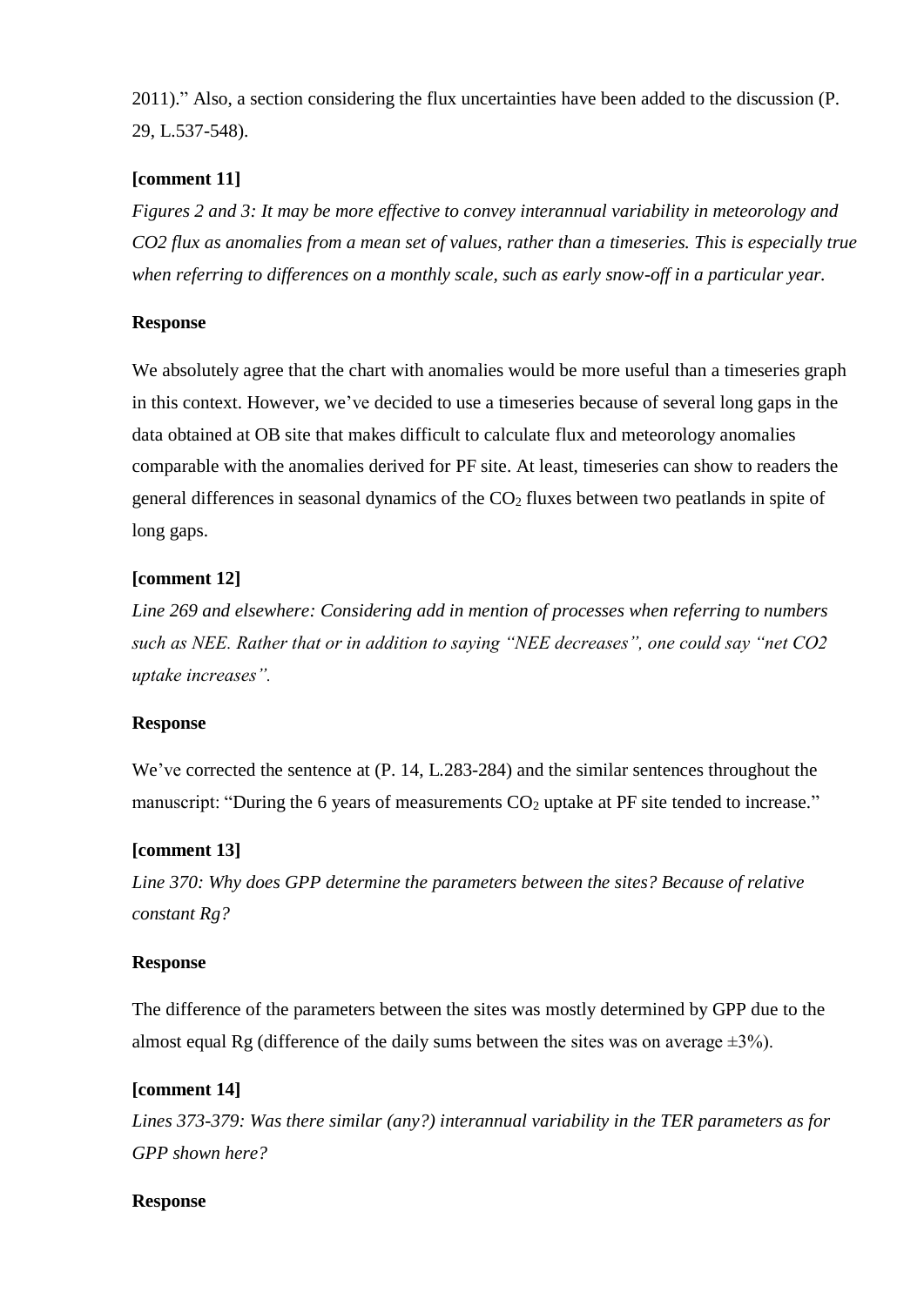2011)." Also, a section considering the flux uncertainties have been added to the discussion (P. 29, L.537-548).

**[comment 11]**

*Figures 2 and 3: It may be more effective to convey interannual variability in meteorology and CO2 flux as anomalies from a mean set of values, rather than a timeseries. This is especially true when referring to differences on a monthly scale, such as early snow-off in a particular year.*

**Response**

We absolutely agree that the chart with anomalies would be more useful than a timeseries graph in this context. However, we've decided to use a timeseries because of several long gaps in the data obtained at OB site that makes difficult to calculate flux and meteorology anomalies comparable with the anomalies derived for PF site. At least, timeseries can show to readers the general differences in seasonal dynamics of the $CO_2$ fluxes between two peatlands in spite of long gaps.

**[comment 12]**

*Line 269 and elsewhere: Considering add in mention of processes when referring to numbers such as NEE. Rather that or in addition to saying "NEE decreases", one could say "net CO2 uptake increases".*

**Response**

We've corrected the sentence at (P. 14, L.283-284) and the similar sentences throughout the manuscript: "During the 6 years of measurements $CO_2$ uptake at PF site tended to increase."

**[comment 13]**

*Line 370: Why does GPP determine the parameters between the sites? Because of relative constant Rg?*

**Response**

The difference of the parameters between the sites was mostly determined by GPP due to the almost equal Rg (difference of the daily sums between the sites was on average ±3%).

**[comment 14]**

*Lines 373-379: Was there similar (any?) interannual variability in the TER parameters as for GPP shown here?*

**Response**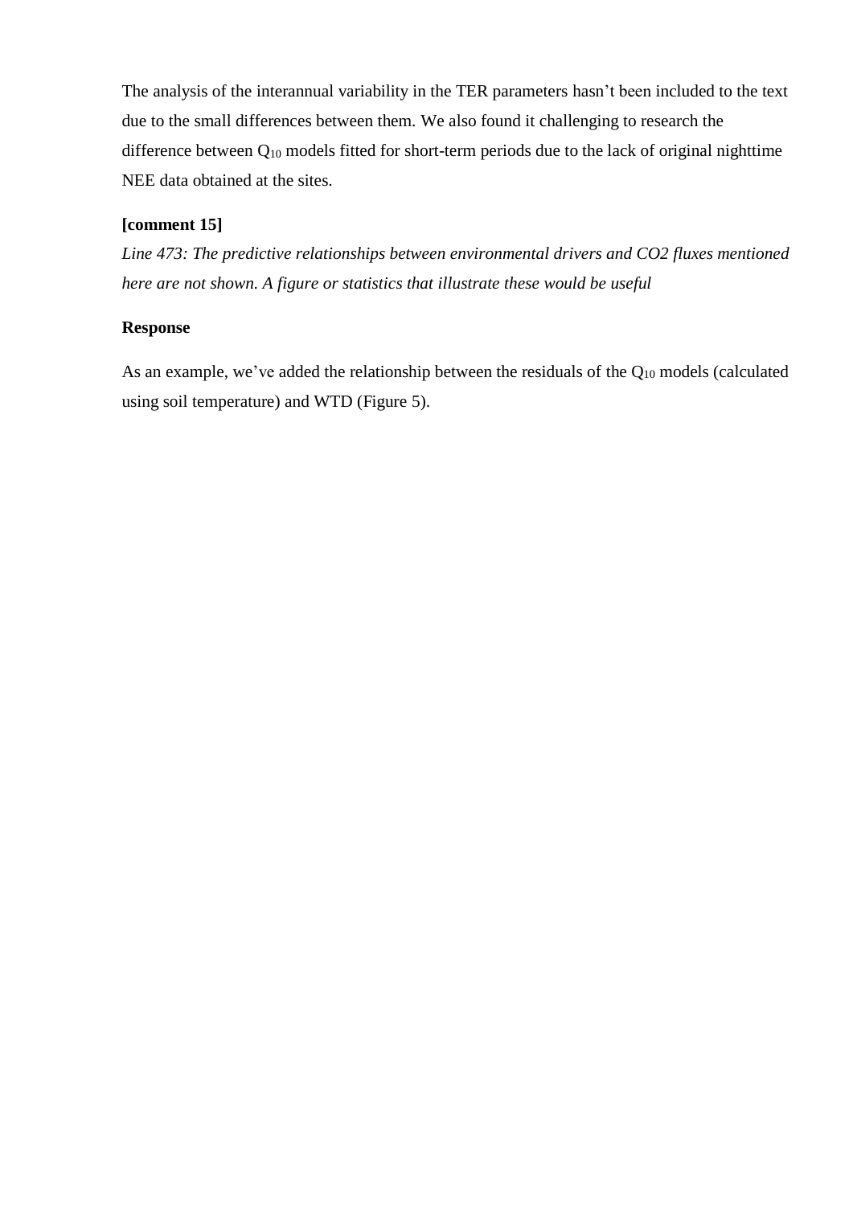The analysis of the interannual variability in the TER parameters hasn't been included to the text due to the small differences between them. We also found it challenging to research the difference between $Q_{10}$ models fitted for short-term periods due to the lack of original nighttime NEE data obtained at the sites.

**[comment 15]**

*Line 473: The predictive relationships between environmental drivers and CO2 fluxes mentioned here are not shown. A figure or statistics that illustrate these would be useful*

**Response**

As an example, we've added the relationship between the residuals of the $Q_{10}$ models (calculated using soil temperature) and WTD (Figure 5).